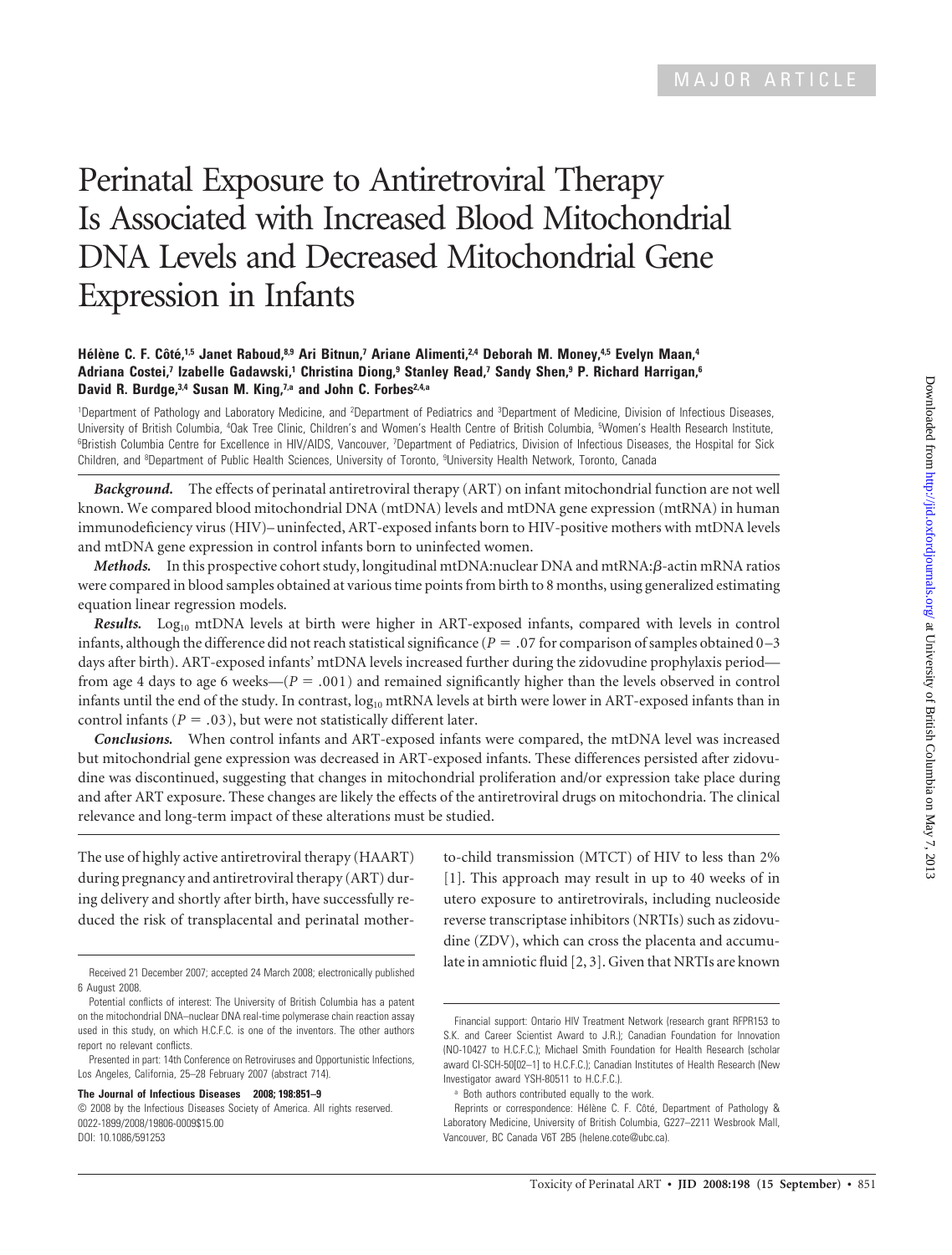MAJOR ARTICLE

# Perinatal Exposure to Antiretroviral Therapy Is Associated with Increased Blood Mitochondrial DNA Levels and Decreased Mitochondrial Gene Expression in Infants

**Hélène C. F. Côté,[1,5] Janet Raboud,[8,9] Ari Bitnun,[7] Ariane Alimenti,[2,4] Deborah M. Money,[4,5] Evelyn Maan,[4] Adriana Costei,[7] Izabelle Gadawski,[1] Christina Diong,[9] Stanley Read,[7] Sandy Shen,[9] P. Richard Harrigan,[6] David R. Burdge,[3,4] Susan M. King,[7,a] and John C. Forbes[2,4,a]**

[1]Department of Pathology and Laboratory Medicine, and [2]Department of Pediatrics and [3]Department of Medicine, Division of Infectious Diseases, University of British Columbia, [4]Oak Tree Clinic, Children's and Women's Health Centre of British Columbia, [5]Women's Health Research Institute, [6]Bristish Columbia Centre for Excellence in HIV/AIDS, Vancouver, [7]Department of Pediatrics, Division of Infectious Diseases, the Hospital for Sick Children, and [8]Department of Public Health Sciences, University of Toronto, [9]University Health Network, Toronto, Canada

***Background.*** The effects of perinatal antiretroviral therapy (ART) on infant mitochondrial function are not well known. We compared blood mitochondrial DNA (mtDNA) levels and mtDNA gene expression (mtRNA) in human immunodeficiency virus (HIV)–uninfected, ART-exposed infants born to HIV-positive mothers with mtDNA levels and mtDNA gene expression in control infants born to uninfected women.

***Methods.*** In this prospective cohort study, longitudinal mtDNA:nuclear DNA and mtRNA:$\beta$-actin mRNA ratios were compared in blood samples obtained at various time points from birth to 8 months, using generalized estimating equation linear regression models.

***Results.*** $\text{Log}_{10}$ mtDNA levels at birth were higher in ART-exposed infants, compared with levels in control infants, although the difference did not reach statistical significance ($P = .07$ for comparison of samples obtained 0–3 days after birth). ART-exposed infants' mtDNA levels increased further during the zidovudine prophylaxis period—from age 4 days to age 6 weeks—($P = .001$) and remained significantly higher than the levels observed in control infants until the end of the study. In contrast, $\text{log}_{10}$ mtRNA levels at birth were lower in ART-exposed infants than in control infants ($P = .03$), but were not statistically different later.

***Conclusions.*** When control infants and ART-exposed infants were compared, the mtDNA level was increased but mitochondrial gene expression was decreased in ART-exposed infants. These differences persisted after zidovudine was discontinued, suggesting that changes in mitochondrial proliferation and/or expression take place during and after ART exposure. These changes are likely the effects of the antiretroviral drugs on mitochondria. The clinical relevance and long-term impact of these alterations must be studied.

The use of highly active antiretroviral therapy (HAART) during pregnancy and antiretroviral therapy (ART) during delivery and shortly after birth, have successfully reduced the risk of transplacental and perinatal mother-to-child transmission (MTCT) of HIV to less than 2% [1]. This approach may result in up to 40 weeks of in utero exposure to antiretrovirals, including nucleoside reverse transcriptase inhibitors (NRTIs) such as zidovudine (ZDV), which can cross the placenta and accumulate in amniotic fluid [2, 3]. Given that NRTIs are known

Received 21 December 2007; accepted 24 March 2008; electronically published 6 August 2008.

Potential conflicts of interest: The University of British Columbia has a patent on the mitochondrial DNA–nuclear DNA real-time polymerase chain reaction assay used in this study, on which H.C.F.C. is one of the inventors. The other authors report no relevant conflicts.

Presented in part: 14th Conference on Retroviruses and Opportunistic Infections, Los Angeles, California, 25–28 February 2007 (abstract 714).

**The Journal of Infectious Diseases 2008; 198:851–9**
© 2008 by the Infectious Diseases Society of America. All rights reserved.
0022-1899/2008/19806-0009$15.00
DOI: 10.1086/591253

Financial support: Ontario HIV Treatment Network (research grant RFPR153 to S.K. and Career Scientist Award to J.R.); Canadian Foundation for Innovation (NO-10427 to H.C.F.C.); Michael Smith Foundation for Health Research (scholar award CI-SCH-50[02–1] to H.C.F.C.); Canadian Institutes of Health Research (New Investigator award YSH-80511 to H.C.F.C.).

[a] Both authors contributed equally to the work.

Reprints or correspondence: Hélène C. F. Côté, Department of Pathology & Laboratory Medicine, University of British Columbia, G227–2211 Wesbrook Mall, Vancouver, BC Canada V6T 2B5 (helene.cote@ubc.ca).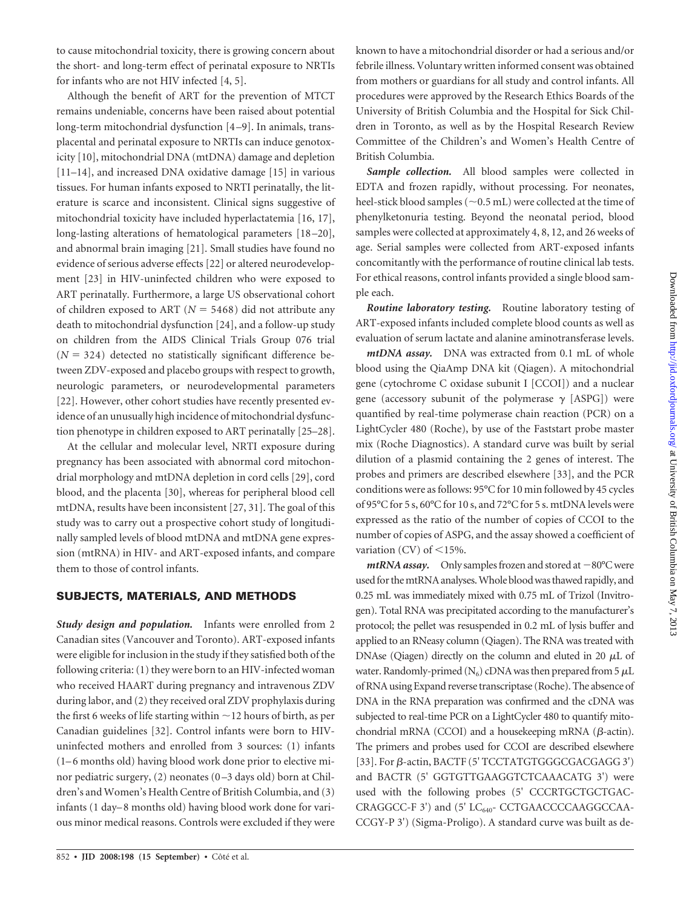to cause mitochondrial toxicity, there is growing concern about the short- and long-term effect of perinatal exposure to NRTIs for infants who are not HIV infected [4, 5].

Although the benefit of ART for the prevention of MTCT remains undeniable, concerns have been raised about potential long-term mitochondrial dysfunction [4–9]. In animals, transplacental and perinatal exposure to NRTIs can induce genotoxicity [10], mitochondrial DNA (mtDNA) damage and depletion [11–14], and increased DNA oxidative damage [15] in various tissues. For human infants exposed to NRTI perinatally, the literature is scarce and inconsistent. Clinical signs suggestive of mitochondrial toxicity have included hyperlactatemia [16, 17], long-lasting alterations of hematological parameters [18–20], and abnormal brain imaging [21]. Small studies have found no evidence of serious adverse effects [22] or altered neurodevelopment [23] in HIV-uninfected children who were exposed to ART perinatally. Furthermore, a large US observational cohort of children exposed to ART ($N = 5468$) did not attribute any death to mitochondrial dysfunction [24], and a follow-up study on children from the AIDS Clinical Trials Group 076 trial ($N = 324$) detected no statistically significant difference between ZDV-exposed and placebo groups with respect to growth, neurologic parameters, or neurodevelopmental parameters [22]. However, other cohort studies have recently presented evidence of an unusually high incidence of mitochondrial dysfunction phenotype in children exposed to ART perinatally [25–28].

At the cellular and molecular level, NRTI exposure during pregnancy has been associated with abnormal cord mitochondrial morphology and mtDNA depletion in cord cells [29], cord blood, and the placenta [30], whereas for peripheral blood cell mtDNA, results have been inconsistent [27, 31]. The goal of this study was to carry out a prospective cohort study of longitudinally sampled levels of blood mtDNA and mtDNA gene expression (mtRNA) in HIV- and ART-exposed infants, and compare them to those of control infants.

## SUBJECTS, MATERIALS, AND METHODS

***Study design and population.*** Infants were enrolled from 2 Canadian sites (Vancouver and Toronto). ART-exposed infants were eligible for inclusion in the study if they satisfied both of the following criteria: (1) they were born to an HIV-infected woman who received HAART during pregnancy and intravenous ZDV during labor, and (2) they received oral ZDV prophylaxis during the first 6 weeks of life starting within ~12 hours of birth, as per Canadian guidelines [32]. Control infants were born to HIV-uninfected mothers and enrolled from 3 sources: (1) infants (1–6 months old) having blood work done prior to elective minor pediatric surgery, (2) neonates (0–3 days old) born at Children's and Women's Health Centre of British Columbia, and (3) infants (1 day–8 months old) having blood work done for various minor medical reasons. Controls were excluded if they were known to have a mitochondrial disorder or had a serious and/or febrile illness. Voluntary written informed consent was obtained from mothers or guardians for all study and control infants. All procedures were approved by the Research Ethics Boards of the University of British Columbia and the Hospital for Sick Children in Toronto, as well as by the Hospital Research Review Committee of the Children's and Women's Health Centre of British Columbia.

***Sample collection.*** All blood samples were collected in EDTA and frozen rapidly, without processing. For neonates, heel-stick blood samples (~0.5 mL) were collected at the time of phenylketonuria testing. Beyond the neonatal period, blood samples were collected at approximately 4, 8, 12, and 26 weeks of age. Serial samples were collected from ART-exposed infants concomitantly with the performance of routine clinical lab tests. For ethical reasons, control infants provided a single blood sample each.

***Routine laboratory testing.*** Routine laboratory testing of ART-exposed infants included complete blood counts as well as evaluation of serum lactate and alanine aminotransferase levels.

***mtDNA assay.*** DNA was extracted from 0.1 mL of whole blood using the QiaAmp DNA kit (Qiagen). A mitochondrial gene (cytochrome C oxidase subunit I [CCOI]) and a nuclear gene (accessory subunit of the polymerase $\gamma$ [ASPG]) were quantified by real-time polymerase chain reaction (PCR) on a LightCycler 480 (Roche), by use of the Faststart probe master mix (Roche Diagnostics). A standard curve was built by serial dilution of a plasmid containing the 2 genes of interest. The probes and primers are described elsewhere [33], and the PCR conditions were as follows: 95°C for 10 min followed by 45 cycles of 95°C for 5 s, 60°C for 10 s, and 72°C for 5 s. mtDNA levels were expressed as the ratio of the number of copies of CCOI to the number of copies of ASPG, and the assay showed a coefficient of variation (CV) of <15%.

***mtRNA assay.*** Only samples frozen and stored at −80°C were used for the mtRNA analyses. Whole blood was thawed rapidly, and 0.25 mL was immediately mixed with 0.75 mL of Trizol (Invitrogen). Total RNA was precipitated according to the manufacturer's protocol; the pellet was resuspended in 0.2 mL of lysis buffer and applied to an RNeasy column (Qiagen). The RNA was treated with DNAse (Qiagen) directly on the column and eluted in 20 $\mu$L of water. Randomly-primed ($N_6$) cDNA was then prepared from 5 $\mu$L of RNA using Expand reverse transcriptase (Roche). The absence of DNA in the RNA preparation was confirmed and the cDNA was subjected to real-time PCR on a LightCycler 480 to quantify mitochondrial mRNA (CCOI) and a housekeeping mRNA ($\beta$-actin). The primers and probes used for CCOI are described elsewhere [33]. For $\beta$-actin, BACTF (5' TCCTATGTGGGCGACGAGG 3') and BACTR (5' GGTGTTGAAGGTCTCAAACATG 3') were used with the following probes (5' CCCRTGCTGCTGACCRAGGCC-F 3') and (5' $LC_{640}$- CCTGAACCCCAAGGCCAACCGY-P 3') (Sigma-Proligo). A standard curve was built as de-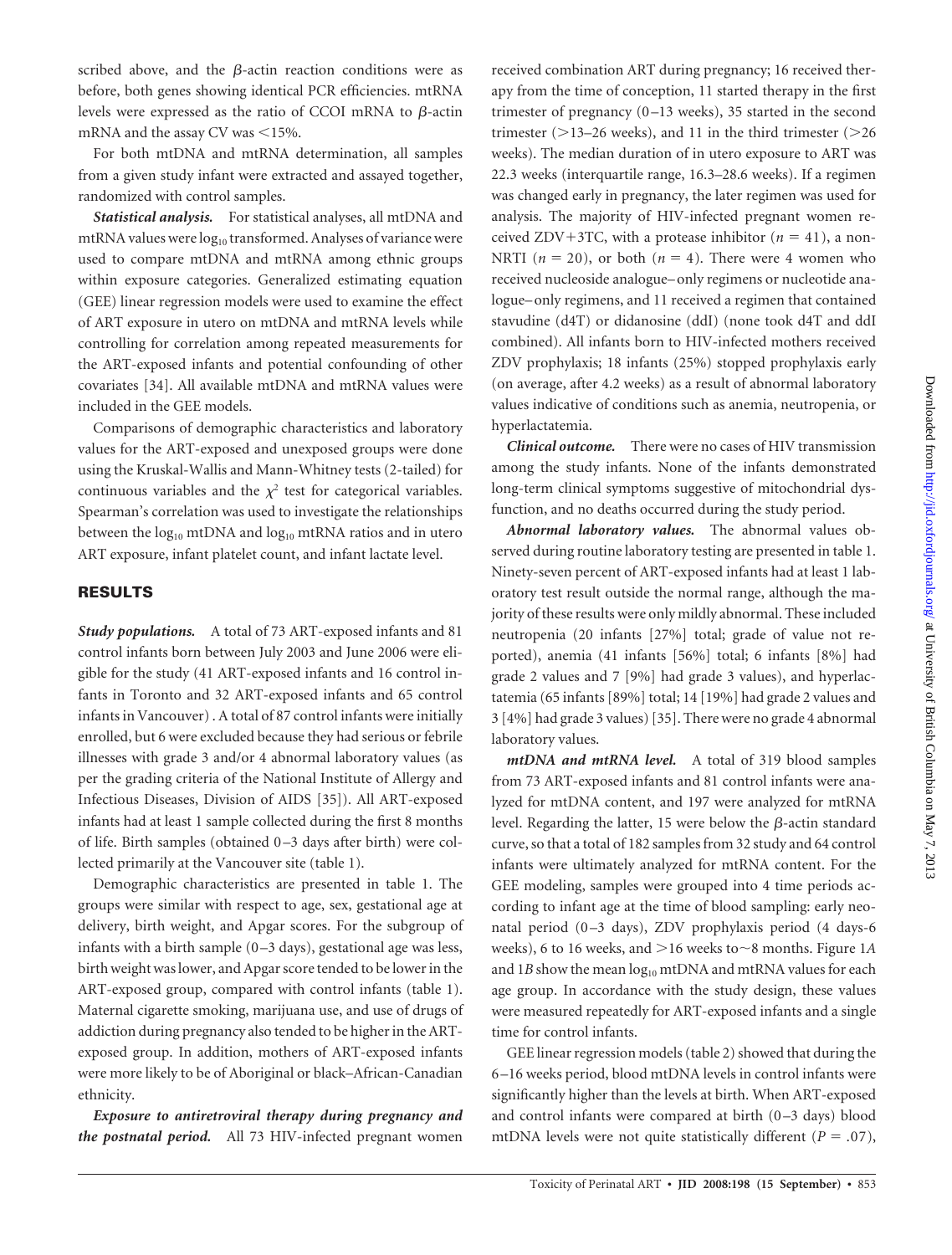scribed above, and the β-actin reaction conditions were as before, both genes showing identical PCR efficiencies. mtRNA levels were expressed as the ratio of CCOI mRNA to β-actin mRNA and the assay CV was <15%.

For both mtDNA and mtRNA determination, all samples from a given study infant were extracted and assayed together, randomized with control samples.

***Statistical analysis.*** For statistical analyses, all mtDNA and mtRNA values were $\log_{10}$ transformed. Analyses of variance were used to compare mtDNA and mtRNA among ethnic groups within exposure categories. Generalized estimating equation (GEE) linear regression models were used to examine the effect of ART exposure in utero on mtDNA and mtRNA levels while controlling for correlation among repeated measurements for the ART-exposed infants and potential confounding of other covariates [34]. All available mtDNA and mtRNA values were included in the GEE models.

Comparisons of demographic characteristics and laboratory values for the ART-exposed and unexposed groups were done using the Kruskal-Wallis and Mann-Whitney tests (2-tailed) for continuous variables and the $\chi^2$ test for categorical variables. Spearman's correlation was used to investigate the relationships between the $\log_{10}$ mtDNA and $\log_{10}$ mtRNA ratios and in utero ART exposure, infant platelet count, and infant lactate level.

## RESULTS

***Study populations.*** A total of 73 ART-exposed infants and 81 control infants born between July 2003 and June 2006 were eligible for the study (41 ART-exposed infants and 16 control infants in Toronto and 32 ART-exposed infants and 65 control infants in Vancouver) . A total of 87 control infants were initially enrolled, but 6 were excluded because they had serious or febrile illnesses with grade 3 and/or 4 abnormal laboratory values (as per the grading criteria of the National Institute of Allergy and Infectious Diseases, Division of AIDS [35]). All ART-exposed infants had at least 1 sample collected during the first 8 months of life. Birth samples (obtained 0–3 days after birth) were collected primarily at the Vancouver site (table 1).

Demographic characteristics are presented in table 1. The groups were similar with respect to age, sex, gestational age at delivery, birth weight, and Apgar scores. For the subgroup of infants with a birth sample (0–3 days), gestational age was less, birth weight was lower, and Apgar score tended to be lower in the ART-exposed group, compared with control infants (table 1). Maternal cigarette smoking, marijuana use, and use of drugs of addiction during pregnancy also tended to be higher in the ART-exposed group. In addition, mothers of ART-exposed infants were more likely to be of Aboriginal or black–African-Canadian ethnicity.

***Exposure to antiretroviral therapy during pregnancy and the postnatal period.*** All 73 HIV-infected pregnant women received combination ART during pregnancy; 16 received therapy from the time of conception, 11 started therapy in the first trimester of pregnancy (0–13 weeks), 35 started in the second trimester (>13–26 weeks), and 11 in the third trimester (>26 weeks). The median duration of in utero exposure to ART was 22.3 weeks (interquartile range, 16.3–28.6 weeks). If a regimen was changed early in pregnancy, the later regimen was used for analysis. The majority of HIV-infected pregnant women received ZDV+3TC, with a protease inhibitor ($n = 41$), a non-NRTI ($n = 20$), or both ($n = 4$). There were 4 women who received nucleoside analogue–only regimens or nucleotide analogue–only regimens, and 11 received a regimen that contained stavudine (d4T) or didanosine (ddI) (none took d4T and ddI combined). All infants born to HIV-infected mothers received ZDV prophylaxis; 18 infants (25%) stopped prophylaxis early (on average, after 4.2 weeks) as a result of abnormal laboratory values indicative of conditions such as anemia, neutropenia, or hyperlactatemia.

***Clinical outcome.*** There were no cases of HIV transmission among the study infants. None of the infants demonstrated long-term clinical symptoms suggestive of mitochondrial dysfunction, and no deaths occurred during the study period.

***Abnormal laboratory values.*** The abnormal values observed during routine laboratory testing are presented in table 1. Ninety-seven percent of ART-exposed infants had at least 1 laboratory test result outside the normal range, although the majority of these results were only mildly abnormal. These included neutropenia (20 infants [27%] total; grade of value not reported), anemia (41 infants [56%] total; 6 infants [8%] had grade 2 values and 7 [9%] had grade 3 values), and hyperlactatemia (65 infants [89%] total; 14 [19%] had grade 2 values and 3 [4%] had grade 3 values) [35]. There were no grade 4 abnormal laboratory values.

***mtDNA and mtRNA level.*** A total of 319 blood samples from 73 ART-exposed infants and 81 control infants were analyzed for mtDNA content, and 197 were analyzed for mtRNA level. Regarding the latter, 15 were below the β-actin standard curve, so that a total of 182 samples from 32 study and 64 control infants were ultimately analyzed for mtRNA content. For the GEE modeling, samples were grouped into 4 time periods according to infant age at the time of blood sampling: early neonatal period (0–3 days), ZDV prophylaxis period (4 days-6 weeks), 6 to 16 weeks, and >16 weeks to ~8 months. Figure 1*A* and 1*B* show the mean $\log_{10}$ mtDNA and mtRNA values for each age group. In accordance with the study design, these values were measured repeatedly for ART-exposed infants and a single time for control infants.

GEE linear regression models (table 2) showed that during the 6–16 weeks period, blood mtDNA levels in control infants were significantly higher than the levels at birth. When ART-exposed and control infants were compared at birth (0–3 days) blood mtDNA levels were not quite statistically different ($P = .07$),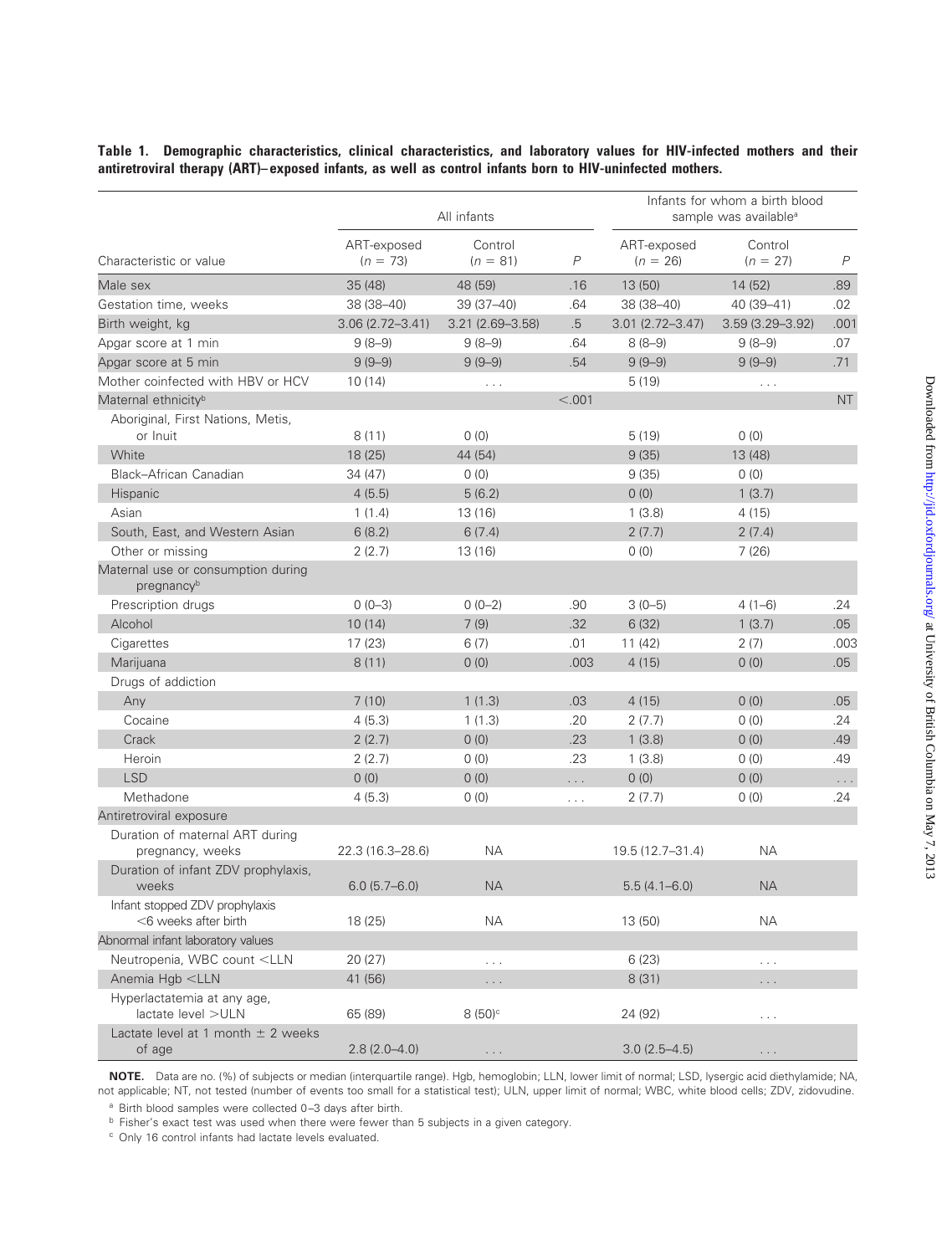**Table 1. Demographic characteristics, clinical characteristics, and laboratory values for HIV-infected mothers and their antiretroviral therapy (ART)–exposed infants, as well as control infants born to HIV-uninfected mothers.**

| Characteristic or value | All infants | | | Infants for whom a birth blood sample was available[a] | | |
|---|---|---|---|---|---|---|
| | ART-exposed ($n = 73$) | Control ($n = 81$) | $P$ | ART-exposed ($n = 26$) | Control ($n = 27$) | $P$ |
| Male sex | 35 (48) | 48 (59) | .16 | 13 (50) | 14 (52) | .89 |
| Gestation time, weeks | 38 (38–40) | 39 (37–40) | .64 | 38 (38–40) | 40 (39–41) | .02 |
| Birth weight, kg | 3.06 (2.72–3.41) | 3.21 (2.69–3.58) | .5 | 3.01 (2.72–3.47) | 3.59 (3.29–3.92) | .001 |
| Apgar score at 1 min | 9 (8–9) | 9 (8–9) | .64 | 8 (8–9) | 9 (8–9) | .07 |
| Apgar score at 5 min | 9 (9–9) | 9 (9–9) | .54 | 9 (9–9) | 9 (9–9) | .71 |
| Mother coinfected with HBV or HCV | 10 (14) | . . . | | 5 (19) | . . . | |
| Maternal ethnicity[b] | | | <.001 | | | NT |
| Aboriginal, First Nations, Metis, or Inuit | 8 (11) | 0 (0) | | 5 (19) | 0 (0) | |
| White | 18 (25) | 44 (54) | | 9 (35) | 13 (48) | |
| Black–African Canadian | 34 (47) | 0 (0) | | 9 (35) | 0 (0) | |
| Hispanic | 4 (5.5) | 5 (6.2) | | 0 (0) | 1 (3.7) | |
| Asian | 1 (1.4) | 13 (16) | | 1 (3.8) | 4 (15) | |
| South, East, and Western Asian | 6 (8.2) | 6 (7.4) | | 2 (7.7) | 2 (7.4) | |
| Other or missing | 2 (2.7) | 13 (16) | | 0 (0) | 7 (26) | |
| Maternal use or consumption during pregnancy[b] | | | | | | |
| Prescription drugs | 0 (0–3) | 0 (0–2) | .90 | 3 (0–5) | 4 (1–6) | .24 |
| Alcohol | 10 (14) | 7 (9) | .32 | 6 (32) | 1 (3.7) | .05 |
| Cigarettes | 17 (23) | 6 (7) | .01 | 11 (42) | 2 (7) | .003 |
| Marijuana | 8 (11) | 0 (0) | .003 | 4 (15) | 0 (0) | .05 |
| Drugs of addiction | | | | | | |
| Any | 7 (10) | 1 (1.3) | .03 | 4 (15) | 0 (0) | .05 |
| Cocaine | 4 (5.3) | 1 (1.3) | .20 | 2 (7.7) | 0 (0) | .24 |
| Crack | 2 (2.7) | 0 (0) | .23 | 1 (3.8) | 0 (0) | .49 |
| Heroin | 2 (2.7) | 0 (0) | .23 | 1 (3.8) | 0 (0) | .49 |
| LSD | 0 (0) | 0 (0) | . . . | 0 (0) | 0 (0) | . . . |
| Methadone | 4 (5.3) | 0 (0) | . . . | 2 (7.7) | 0 (0) | .24 |
| Antiretroviral exposure | | | | | | |
| Duration of maternal ART during pregnancy, weeks | 22.3 (16.3–28.6) | NA | | 19.5 (12.7–31.4) | NA | |
| Duration of infant ZDV prophylaxis, weeks | 6.0 (5.7–6.0) | NA | | 5.5 (4.1–6.0) | NA | |
| Infant stopped ZDV prophylaxis <6 weeks after birth | 18 (25) | NA | | 13 (50) | NA | |
| Abnormal infant laboratory values | | | | | | |
| Neutropenia, WBC count <LLN | 20 (27) | . . . | | 6 (23) | . . . | |
| Anemia Hgb <LLN | 41 (56) | . . . | | 8 (31) | . . . | |
| Hyperlactatemia at any age, lactate level >ULN | 65 (89) | 8 (50)[c] | | 24 (92) | . . . | |
| Lactate level at 1 month ± 2 weeks of age | 2.8 (2.0–4.0) | . . . | | 3.0 (2.5–4.5) | . . . | |

**NOTE.** Data are no. (%) of subjects or median (interquartile range). Hgb, hemoglobin; LLN, lower limit of normal; LSD, lysergic acid diethylamide; NA, not applicable; NT, not tested (number of events too small for a statistical test); ULN, upper limit of normal; WBC, white blood cells; ZDV, zidovudine.

[a] Birth blood samples were collected 0–3 days after birth.

[b] Fisher's exact test was used when there were fewer than 5 subjects in a given category.

[c] Only 16 control infants had lactate levels evaluated.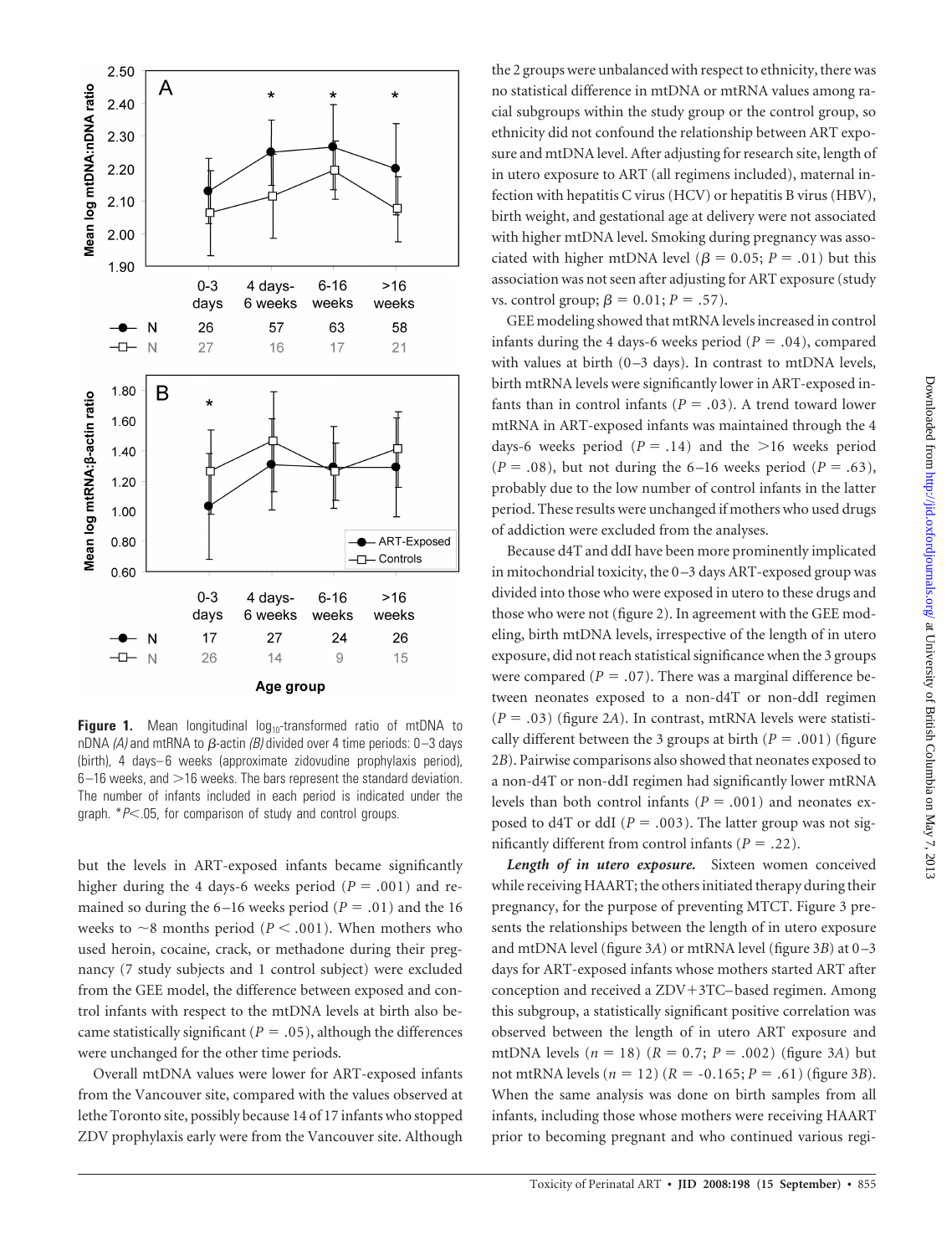**Figure 1.** Mean longitudinal $\log_{10}$-transformed ratio of mtDNA to nDNA *(A)* and mtRNA to β-actin *(B)* divided over 4 time periods: 0–3 days (birth), 4 days–6 weeks (approximate zidovudine prophylaxis period), 6–16 weeks, and >16 weeks. The bars represent the standard deviation. The number of infants included in each period is indicated under the graph. *$P<.05$, for comparison of study and control groups.

but the levels in ART-exposed infants became significantly higher during the 4 days-6 weeks period ($P = .001$) and remained so during the 6–16 weeks period ($P = .01$) and the 16 weeks to ~8 months period ($P < .001$). When mothers who used heroin, cocaine, crack, or methadone during their pregnancy (7 study subjects and 1 control subject) were excluded from the GEE model, the difference between exposed and control infants with respect to the mtDNA levels at birth also became statistically significant ($P = .05$), although the differences were unchanged for the other time periods.

Overall mtDNA values were lower for ART-exposed infants from the Vancouver site, compared with the values observed at lethe Toronto site, possibly because 14 of 17 infants who stopped ZDV prophylaxis early were from the Vancouver site. Although the 2 groups were unbalanced with respect to ethnicity, there was no statistical difference in mtDNA or mtRNA values among racial subgroups within the study group or the control group, so ethnicity did not confound the relationship between ART exposure and mtDNA level. After adjusting for research site, length of in utero exposure to ART (all regimens included), maternal infection with hepatitis C virus (HCV) or hepatitis B virus (HBV), birth weight, and gestational age at delivery were not associated with higher mtDNA level. Smoking during pregnancy was associated with higher mtDNA level ($\beta = 0.05$; $P = .01$) but this association was not seen after adjusting for ART exposure (study vs. control group; $\beta = 0.01$; $P = .57$).

GEE modeling showed that mtRNA levels increased in control infants during the 4 days-6 weeks period ($P = .04$), compared with values at birth (0–3 days). In contrast to mtDNA levels, birth mtRNA levels were significantly lower in ART-exposed infants than in control infants ($P = .03$). A trend toward lower mtRNA in ART-exposed infants was maintained through the 4 days-6 weeks period ($P = .14$) and the >16 weeks period ($P = .08$), but not during the 6–16 weeks period ($P = .63$), probably due to the low number of control infants in the latter period. These results were unchanged if mothers who used drugs of addiction were excluded from the analyses.

Because d4T and ddI have been more prominently implicated in mitochondrial toxicity, the 0–3 days ART-exposed group was divided into those who were exposed in utero to these drugs and those who were not (figure 2). In agreement with the GEE modeling, birth mtDNA levels, irrespective of the length of in utero exposure, did not reach statistical significance when the 3 groups were compared ($P = .07$). There was a marginal difference between neonates exposed to a non-d4T or non-ddI regimen ($P = .03$) (figure 2*A*). In contrast, mtRNA levels were statistically different between the 3 groups at birth ($P = .001$) (figure 2*B*). Pairwise comparisons also showed that neonates exposed to a non-d4T or non-ddI regimen had significantly lower mtRNA levels than both control infants ($P = .001$) and neonates exposed to d4T or ddI ($P = .003$). The latter group was not significantly different from control infants ($P = .22$).

***Length of in utero exposure.*** Sixteen women conceived while receiving HAART; the others initiated therapy during their pregnancy, for the purpose of preventing MTCT. Figure 3 presents the relationships between the length of in utero exposure and mtDNA level (figure 3*A*) or mtRNA level (figure 3*B*) at 0–3 days for ART-exposed infants whose mothers started ART after conception and received a ZDV+3TC–based regimen. Among this subgroup, a statistically significant positive correlation was observed between the length of in utero ART exposure and mtDNA levels ($n = 18$) ($R = 0.7$; $P = .002$) (figure 3*A*) but not mtRNA levels ($n = 12$) ($R = -0.165$; $P = .61$) (figure 3*B*). When the same analysis was done on birth samples from all infants, including those whose mothers were receiving HAART prior to becoming pregnant and who continued various regi-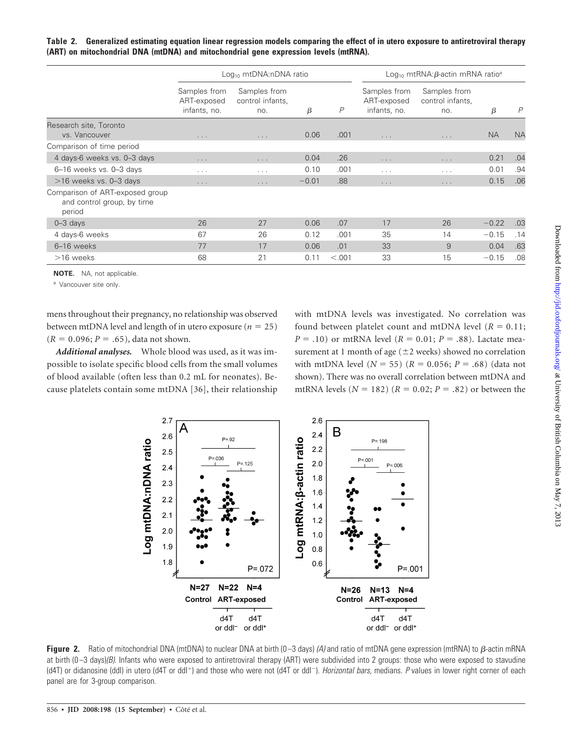**Table 2. Generalized estimating equation linear regression models comparing the effect of in utero exposure to antiretroviral therapy (ART) on mitochondrial DNA (mtDNA) and mitochondrial gene expression levels (mtRNA).**

| | $Log_{10}$ mtDNA:nDNA ratio | | | | $Log_{10}$ mtRNA:β-actin mRNA ratio[a] | | | |
|---|---|---|---|---|---|---|---|---|
| | Samples from ART-exposed infants, no. | Samples from control infants, no. | β | P | Samples from ART-exposed infants, no. | Samples from control infants, no. | β | P |
| Research site, Toronto vs. Vancouver | . . . | . . . | 0.06 | .001 | . . . | . . . | NA | NA |
| Comparison of time period | | | | | | | | |
| 4 days-6 weeks vs. 0–3 days | . . . | . . . | 0.04 | .26 | . . . | . . . | 0.21 | .04 |
| 6–16 weeks vs. 0–3 days | . . . | . . . | 0.10 | .001 | . . . | . . . | 0.01 | .94 |
| >16 weeks vs. 0–3 days | . . . | . . . | −0.01 | .88 | . . . | . . . | 0.15 | .06 |
| Comparison of ART-exposed group and control group, by time period | | | | | | | | |
| 0–3 days | 26 | 27 | 0.06 | .07 | 17 | 26 | −0.22 | .03 |
| 4 days-6 weeks | 67 | 26 | 0.12 | .001 | 35 | 14 | −0.15 | .14 |
| 6–16 weeks | 77 | 17 | 0.06 | .01 | 33 | 9 | 0.04 | .63 |
| >16 weeks | 68 | 21 | 0.11 | <.001 | 33 | 15 | −0.15 | .08 |

**NOTE.** NA, not applicable.

[a] Vancouver site only.

mens throughout their pregnancy, no relationship was observed between mtDNA level and length of in utero exposure ($n = 25$) ($R = 0.096$; $P = .65$), data not shown.

***Additional analyses.*** Whole blood was used, as it was impossible to isolate specific blood cells from the small volumes of blood available (often less than 0.2 mL for neonates). Because platelets contain some mtDNA [36], their relationship with mtDNA levels was investigated. No correlation was found between platelet count and mtDNA level ($R = 0.11$; $P = .10$) or mtRNA level ($R = 0.01$; $P = .88$). Lactate measurement at 1 month of age (±2 weeks) showed no correlation with mtDNA level ($N = 55$) ($R = 0.056$; $P = .68$) (data not shown). There was no overall correlation between mtDNA and mtRNA levels ($N = 182$) ($R = 0.02$; $P = .82$) or between the

**Figure 2.** Ratio of mitochondrial DNA (mtDNA) to nuclear DNA at birth (0–3 days) *(A)* and ratio of mtDNA gene expression (mtRNA) to β-actin mRNA at birth (0–3 days)*(B)*. Infants who were exposed to antiretroviral therapy (ART) were subdivided into 2 groups: those who were exposed to stavudine (d4T) or didanosine (ddI) in utero (d4T or ddI+) and those who were not (d4T or ddI−). *Horizontal bars*, medians. *P* values in lower right corner of each panel are for 3-group comparison.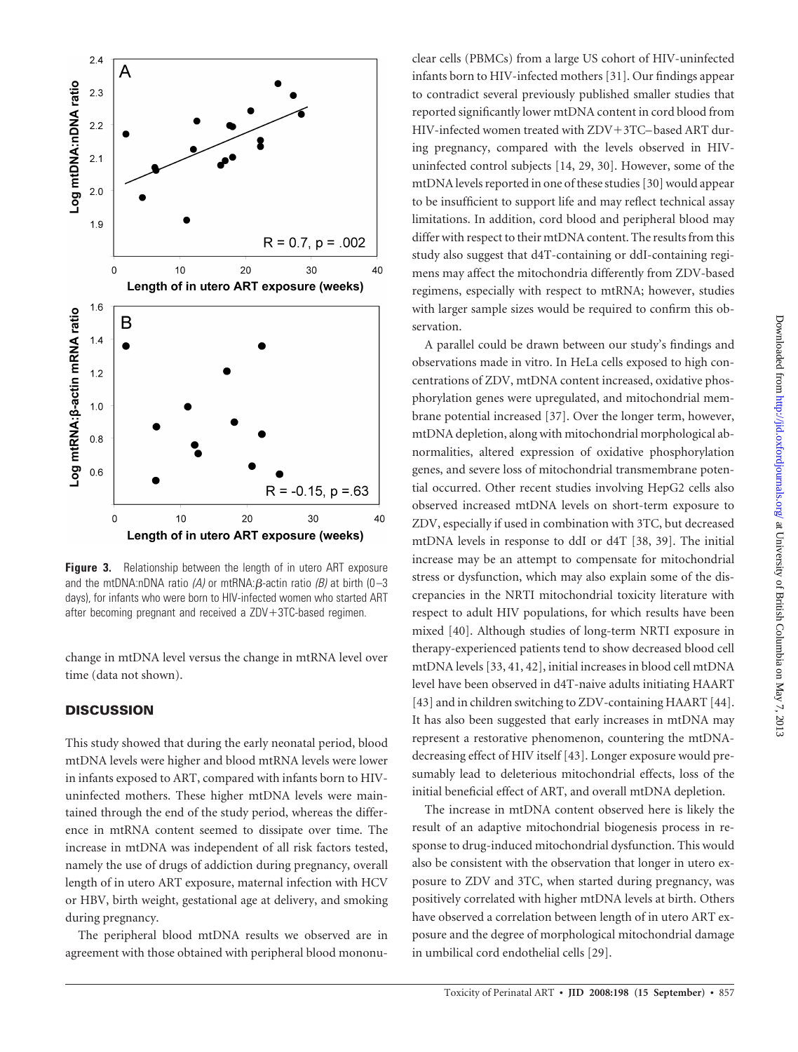**Figure 3.** Relationship between the length of in utero ART exposure and the mtDNA:nDNA ratio *(A)* or mtRNA:β-actin ratio *(B)* at birth (0–3 days), for infants who were born to HIV-infected women who started ART after becoming pregnant and received a ZDV+3TC-based regimen.

change in mtDNA level versus the change in mtRNA level over time (data not shown).

## DISCUSSION

This study showed that during the early neonatal period, blood mtDNA levels were higher and blood mtRNA levels were lower in infants exposed to ART, compared with infants born to HIV-uninfected mothers. These higher mtDNA levels were maintained through the end of the study period, whereas the difference in mtRNA content seemed to dissipate over time. The increase in mtDNA was independent of all risk factors tested, namely the use of drugs of addiction during pregnancy, overall length of in utero ART exposure, maternal infection with HCV or HBV, birth weight, gestational age at delivery, and smoking during pregnancy.

The peripheral blood mtDNA results we observed are in agreement with those obtained with peripheral blood mononuclear cells (PBMCs) from a large US cohort of HIV-uninfected infants born to HIV-infected mothers [31]. Our findings appear to contradict several previously published smaller studies that reported significantly lower mtDNA content in cord blood from HIV-infected women treated with ZDV+3TC–based ART during pregnancy, compared with the levels observed in HIV-uninfected control subjects [14, 29, 30]. However, some of the mtDNA levels reported in one of these studies [30] would appear to be insufficient to support life and may reflect technical assay limitations. In addition, cord blood and peripheral blood may differ with respect to their mtDNA content. The results from this study also suggest that d4T-containing or ddI-containing regimens may affect the mitochondria differently from ZDV-based regimens, especially with respect to mtRNA; however, studies with larger sample sizes would be required to confirm this observation.

A parallel could be drawn between our study's findings and observations made in vitro. In HeLa cells exposed to high concentrations of ZDV, mtDNA content increased, oxidative phosphorylation genes were upregulated, and mitochondrial membrane potential increased [37]. Over the longer term, however, mtDNA depletion, along with mitochondrial morphological abnormalities, altered expression of oxidative phosphorylation genes, and severe loss of mitochondrial transmembrane potential occurred. Other recent studies involving HepG2 cells also observed increased mtDNA levels on short-term exposure to ZDV, especially if used in combination with 3TC, but decreased mtDNA levels in response to ddI or d4T [38, 39]. The initial increase may be an attempt to compensate for mitochondrial stress or dysfunction, which may also explain some of the discrepancies in the NRTI mitochondrial toxicity literature with respect to adult HIV populations, for which results have been mixed [40]. Although studies of long-term NRTI exposure in therapy-experienced patients tend to show decreased blood cell mtDNA levels [33, 41, 42], initial increases in blood cell mtDNA level have been observed in d4T-naive adults initiating HAART [43] and in children switching to ZDV-containing HAART [44]. It has also been suggested that early increases in mtDNA may represent a restorative phenomenon, countering the mtDNA-decreasing effect of HIV itself [43]. Longer exposure would presumably lead to deleterious mitochondrial effects, loss of the initial beneficial effect of ART, and overall mtDNA depletion.

The increase in mtDNA content observed here is likely the result of an adaptive mitochondrial biogenesis process in response to drug-induced mitochondrial dysfunction. This would also be consistent with the observation that longer in utero exposure to ZDV and 3TC, when started during pregnancy, was positively correlated with higher mtDNA levels at birth. Others have observed a correlation between length of in utero ART exposure and the degree of morphological mitochondrial damage in umbilical cord endothelial cells [29].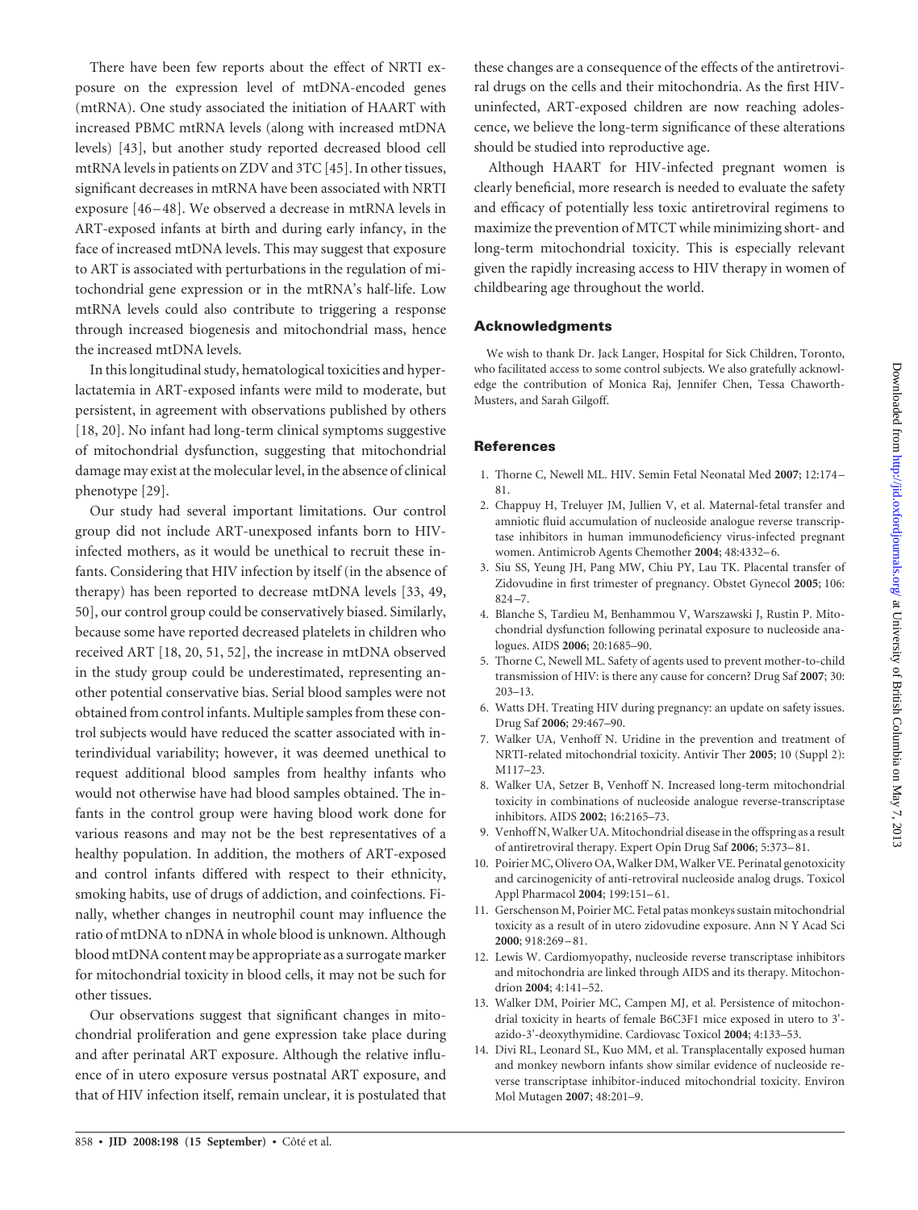There have been few reports about the effect of NRTI exposure on the expression level of mtDNA-encoded genes (mtRNA). One study associated the initiation of HAART with increased PBMC mtRNA levels (along with increased mtDNA levels) [43], but another study reported decreased blood cell mtRNA levels in patients on ZDV and 3TC [45]. In other tissues, significant decreases in mtRNA have been associated with NRTI exposure [46–48]. We observed a decrease in mtRNA levels in ART-exposed infants at birth and during early infancy, in the face of increased mtDNA levels. This may suggest that exposure to ART is associated with perturbations in the regulation of mitochondrial gene expression or in the mtRNA's half-life. Low mtRNA levels could also contribute to triggering a response through increased biogenesis and mitochondrial mass, hence the increased mtDNA levels.

In this longitudinal study, hematological toxicities and hyperlactatemia in ART-exposed infants were mild to moderate, but persistent, in agreement with observations published by others [18, 20]. No infant had long-term clinical symptoms suggestive of mitochondrial dysfunction, suggesting that mitochondrial damage may exist at the molecular level, in the absence of clinical phenotype [29].

Our study had several important limitations. Our control group did not include ART-unexposed infants born to HIV-infected mothers, as it would be unethical to recruit these infants. Considering that HIV infection by itself (in the absence of therapy) has been reported to decrease mtDNA levels [33, 49, 50], our control group could be conservatively biased. Similarly, because some have reported decreased platelets in children who received ART [18, 20, 51, 52], the increase in mtDNA observed in the study group could be underestimated, representing another potential conservative bias. Serial blood samples were not obtained from control infants. Multiple samples from these control subjects would have reduced the scatter associated with interindividual variability; however, it was deemed unethical to request additional blood samples from healthy infants who would not otherwise have had blood samples obtained. The infants in the control group were having blood work done for various reasons and may not be the best representatives of a healthy population. In addition, the mothers of ART-exposed and control infants differed with respect to their ethnicity, smoking habits, use of drugs of addiction, and coinfections. Finally, whether changes in neutrophil count may influence the ratio of mtDNA to nDNA in whole blood is unknown. Although blood mtDNA content may be appropriate as a surrogate marker for mitochondrial toxicity in blood cells, it may not be such for other tissues.

Our observations suggest that significant changes in mitochondrial proliferation and gene expression take place during and after perinatal ART exposure. Although the relative influence of in utero exposure versus postnatal ART exposure, and that of HIV infection itself, remain unclear, it is postulated that these changes are a consequence of the effects of the antiretroviral drugs on the cells and their mitochondria. As the first HIV-uninfected, ART-exposed children are now reaching adolescence, we believe the long-term significance of these alterations should be studied into reproductive age.

Although HAART for HIV-infected pregnant women is clearly beneficial, more research is needed to evaluate the safety and efficacy of potentially less toxic antiretroviral regimens to maximize the prevention of MTCT while minimizing short- and long-term mitochondrial toxicity. This is especially relevant given the rapidly increasing access to HIV therapy in women of childbearing age throughout the world.

## Acknowledgments

We wish to thank Dr. Jack Langer, Hospital for Sick Children, Toronto, who facilitated access to some control subjects. We also gratefully acknowledge the contribution of Monica Raj, Jennifer Chen, Tessa Chaworth-Musters, and Sarah Gilgoff.

## References

1. Thorne C, Newell ML. HIV. Semin Fetal Neonatal Med **2007**; 12:174–81.
2. Chappuy H, Treluyer JM, Jullien V, et al. Maternal-fetal transfer and amniotic fluid accumulation of nucleoside analogue reverse transcriptase inhibitors in human immunodeficiency virus-infected pregnant women. Antimicrob Agents Chemother **2004**; 48:4332–6.
3. Siu SS, Yeung JH, Pang MW, Chiu PY, Lau TK. Placental transfer of Zidovudine in first trimester of pregnancy. Obstet Gynecol **2005**; 106: 824–7.
4. Blanche S, Tardieu M, Benhammou V, Warszawski J, Rustin P. Mitochondrial dysfunction following perinatal exposure to nucleoside analogues. AIDS **2006**; 20:1685–90.
5. Thorne C, Newell ML. Safety of agents used to prevent mother-to-child transmission of HIV: is there any cause for concern? Drug Saf **2007**; 30: 203–13.
6. Watts DH. Treating HIV during pregnancy: an update on safety issues. Drug Saf **2006**; 29:467–90.
7. Walker UA, Venhoff N. Uridine in the prevention and treatment of NRTI-related mitochondrial toxicity. Antivir Ther **2005**; 10 (Suppl 2): M117–23.
8. Walker UA, Setzer B, Venhoff N. Increased long-term mitochondrial toxicity in combinations of nucleoside analogue reverse-transcriptase inhibitors. AIDS **2002**; 16:2165–73.
9. Venhoff N, Walker UA. Mitochondrial disease in the offspring as a result of antiretroviral therapy. Expert Opin Drug Saf **2006**; 5:373–81.
10. Poirier MC, Olivero OA, Walker DM, Walker VE. Perinatal genotoxicity and carcinogenicity of anti-retroviral nucleoside analog drugs. Toxicol Appl Pharmacol **2004**; 199:151–61.
11. Gerschenson M, Poirier MC. Fetal patas monkeys sustain mitochondrial toxicity as a result of in utero zidovudine exposure. Ann N Y Acad Sci **2000**; 918:269–81.
12. Lewis W. Cardiomyopathy, nucleoside reverse transcriptase inhibitors and mitochondria are linked through AIDS and its therapy. Mitochondrion **2004**; 4:141–52.
13. Walker DM, Poirier MC, Campen MJ, et al. Persistence of mitochondrial toxicity in hearts of female B6C3F1 mice exposed in utero to 3'-azido-3'-deoxythymidine. Cardiovasc Toxicol **2004**; 4:133–53.
14. Divi RL, Leonard SL, Kuo MM, et al. Transplacentally exposed human and monkey newborn infants show similar evidence of nucleoside reverse transcriptase inhibitor-induced mitochondrial toxicity. Environ Mol Mutagen **2007**; 48:201–9.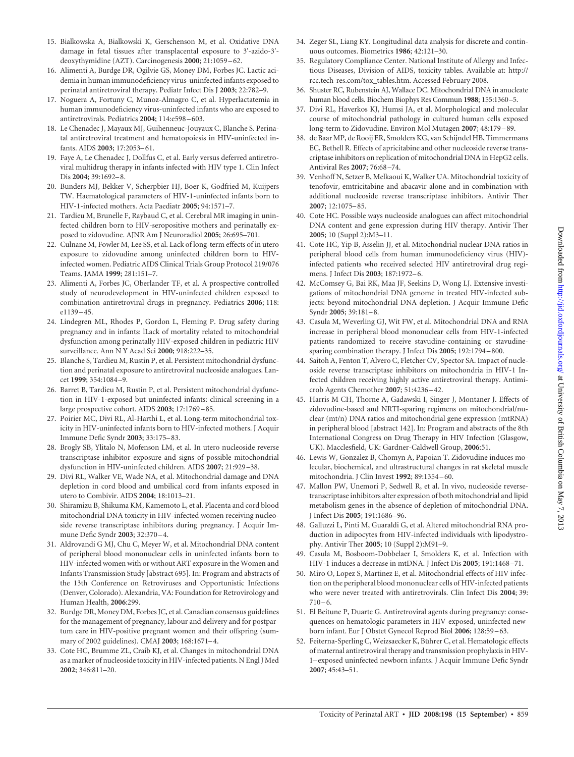15. Bialkowska A, Bialkowski K, Gerschenson M, et al. Oxidative DNA damage in fetal tissues after transplacental exposure to 3'-azido-3'-deoxythymidine (AZT). Carcinogenesis **2000**; 21:1059–62.
16. Alimenti A, Burdge DR, Ogilvie GS, Money DM, Forbes JC. Lactic acidemia in human immunodeficiency virus-uninfected infants exposed to perinatal antiretroviral therapy. Pediatr Infect Dis J **2003**; 22:782–9.
17. Noguera A, Fortuny C, Munoz-Almagro C, et al. Hyperlactatemia in human immunodeficiency virus-uninfected infants who are exposed to antiretrovirals. Pediatrics **2004**; 114:e598–603.
18. Le Chenadec J, Mayaux MJ, Guihenneuc-Jouyaux C, Blanche S. Perinatal antiretroviral treatment and hematopoiesis in HIV-uninfected infants. AIDS **2003**; 17:2053–61.
19. Faye A, Le Chenadec J, Dollfus C, et al. Early versus deferred antiretroviral multidrug therapy in infants infected with HIV type 1. Clin Infect Dis **2004**; 39:1692–8.
20. Bunders MJ, Bekker V, Scherpbier HJ, Boer K, Godfried M, Kuijpers TW. Haematological parameters of HIV-1-uninfected infants born to HIV-1-infected mothers. Acta Paediatr **2005**; 94:1571–7.
21. Tardieu M, Brunelle F, Raybaud C, et al. Cerebral MR imaging in uninfected children born to HIV-seropositive mothers and perinatally exposed to zidovudine. AJNR Am J Neuroradiol **2005**; 26:695–701.
22. Culnane M, Fowler M, Lee SS, et al. Lack of long-term effects of in utero exposure to zidovudine among uninfected children born to HIV-infected women. Pediatric AIDS Clinical Trials Group Protocol 219/076 Teams. JAMA **1999**; 281:151–7.
23. Alimenti A, Forbes JC, Oberlander TF, et al. A prospective controlled study of neurodevelopment in HIV-uninfected children exposed to combination antiretroviral drugs in pregnancy. Pediatrics **2006**; 118: e1139–45.
24. Lindegren ML, Rhodes P, Gordon L, Fleming P. Drug safety during pregnancy and in infants: lLack of mortality related to mitochondrial dysfunction among perinatally HIV-exposed children in pediatric HIV surveillance. Ann N Y Acad Sci **2000**; 918:222–35.
25. Blanche S, Tardieu M, Rustin P, et al. Persistent mitochondrial dysfunction and perinatal exposure to antiretroviral nucleoside analogues. Lancet **1999**; 354:1084–9.
26. Barret B, Tardieu M, Rustin P, et al. Persistent mitochondrial dysfunction in HIV-1-exposed but uninfected infants: clinical screening in a large prospective cohort. AIDS **2003**; 17:1769–85.
27. Poirier MC, Divi RL, Al-Harthi L, et al. Long-term mitochondrial toxicity in HIV-uninfected infants born to HIV-infected mothers. J Acquir Immune Defic Syndr **2003**; 33:175–83.
28. Brogly SB, Ylitalo N, Mofenson LM, et al. In utero nucleoside reverse transcriptase inhibitor exposure and signs of possible mitochondrial dysfunction in HIV-uninfected children. AIDS **2007**; 21:929–38.
29. Divi RL, Walker VE, Wade NA, et al. Mitochondrial damage and DNA depletion in cord blood and umbilical cord from infants exposed in utero to Combivir. AIDS **2004**; 18:1013–21.
30. Shiramizu B, Shikuma KM, Kamemoto L, et al. Placenta and cord blood mitochondrial DNA toxicity in HIV-infected women receiving nucleoside reverse transcriptase inhibitors during pregnancy. J Acquir Immune Defic Syndr **2003**; 32:370–4.
31. Aldrovandi G MJ, Chu C, Meyer W, et al. Mitochondrial DNA content of peripheral blood mononuclear cells in uninfected infants born to HIV-infected women with or without ART exposure in the Women and Infants Transmission Study [abstract 695]. In: Program and abstracts of the 13th Conference on Retroviruses and Opportunistic Infections (Denver, Colorado). Alexandria, VA: Foundation for Retrovirology and Human Health, **2006**:299.
32. Burdge DR, Money DM, Forbes JC, et al. Canadian consensus guidelines for the management of pregnancy, labour and delivery and for postpartum care in HIV-positive pregnant women and their offspring (summary of 2002 guidelines). CMAJ **2003**; 168:1671–4.
33. Cote HC, Brumme ZL, Craib KJ, et al. Changes in mitochondrial DNA as a marker of nucleoside toxicity in HIV-infected patients. N Engl J Med **2002**; 346:811–20.
34. Zeger SL, Liang KY. Longitudinal data analysis for discrete and continuous outcomes. Biometrics **1986**; 42:121–30.
35. Regulatory Compliance Center. National Institute of Allergy and Infectious Diseases, Division of AIDS, toxicity tables. Available at: http://rcc.tech-res.com/tox_tables.htm. Accessed February 2008.
36. Shuster RC, Rubenstein AJ, Wallace DC. Mitochondrial DNA in anucleate human blood cells. Biochem Biophys Res Commun **1988**; 155:1360–5.
37. Divi RL, Haverkos KJ, Humsi JA, et al. Morphological and molecular course of mitochondrial pathology in cultured human cells exposed long-term to Zidovudine. Environ Mol Mutagen **2007**; 48:179–89.
38. de Baar MP, de Rooij ER, Smolders KG, van Schijndel HB, Timmermans EC, Bethell R. Effects of apricitabine and other nucleoside reverse transcriptase inhibitors on replication of mitochondrial DNA in HepG2 cells. Antiviral Res **2007**; 76:68–74.
39. Venhoff N, Setzer B, Melkaoui K, Walker UA. Mitochondrial toxicity of tenofovir, emtricitabine and abacavir alone and in combination with additional nucleoside reverse transcriptase inhibitors. Antivir Ther **2007**; 12:1075–85.
40. Cote HC. Possible ways nucleoside analogues can affect mitochondrial DNA content and gene expression during HIV therapy. Antivir Ther **2005**; 10 (Suppl 2):M3–11.
41. Cote HC, Yip B, Asselin JJ, et al. Mitochondrial nuclear DNA ratios in peripheral blood cells from human immunodeficiency virus (HIV)-infected patients who received selected HIV antiretroviral drug regimens. J Infect Dis **2003**; 187:1972–6.
42. McComsey G, Bai RK, Maa JF, Seekins D, Wong LJ. Extensive investigations of mitochondrial DNA genome in treated HIV-infected subjects: beyond mitochondrial DNA depletion. J Acquir Immune Defic Syndr **2005**; 39:181–8.
43. Casula M, Weverling GJ, Wit FW, et al. Mitochondrial DNA and RNA increase in peripheral blood mononuclear cells from HIV-1-infected patients randomized to receive stavudine-containing or stavudine-sparing combination therapy. J Infect Dis **2005**; 192:1794–800.
44. Saitoh A, Fenton T, Alvero C, Fletcher CV, Spector SA. Impact of nucleoside reverse transcriptase inhibitors on mitochondria in HIV-1 Infected children receiving highly active antiretroviral therapy. Antimicrob Agents Chemother **2007**; 51:4236–42.
45. Harris M CH, Thorne A, Gadawski I, Singer J, Montaner J. Effects of zidovudine-based and NRTI-sparing regimens on mitochondrial/nuclear (mt/n) DNA ratios and mitochondrial gene expression (mtRNA) in peripheral blood [abstract 142]. In: Program and abstracts of the 8th International Congress on Drug Therapy in HIV Infection (Glasgow, UK). Macclesfield, UK: Gardner-Caldwell Group, **2006**:51.
46. Lewis W, Gonzalez B, Chomyn A, Papoian T. Zidovudine induces molecular, biochemical, and ultrastructural changes in rat skeletal muscle mitochondria. J Clin Invest **1992**; 89:1354–60.
47. Mallon PW, Unemori P, Sedwell R, et al. In vivo, nucleoside reverse-transcriptase inhibitors alter expression of both mitochondrial and lipid metabolism genes in the absence of depletion of mitochondrial DNA. J Infect Dis **2005**; 191:1686–96.
48. Galluzzi L, Pinti M, Guaraldi G, et al. Altered mitochondrial RNA production in adipocytes from HIV-infected individuals with lipodystrophy. Antivir Ther **2005**; 10 (Suppl 2):M91–9.
49. Casula M, Bosboom-Dobbelaer I, Smolders K, et al. Infection with HIV-1 induces a decrease in mtDNA. J Infect Dis **2005**; 191:1468–71.
50. Miro O, Lopez S, Martinez E, et al. Mitochondrial effects of HIV infection on the peripheral blood mononuclear cells of HIV-infected patients who were never treated with antiretrovirals. Clin Infect Dis **2004**; 39: 710–6.
51. El Beitune P, Duarte G. Antiretroviral agents during pregnancy: consequences on hematologic parameters in HIV-exposed, uninfected newborn infant. Eur J Obstet Gynecol Reprod Biol **2006**; 128:59–63.
52. Feiterna-Sperling C, Weizsaecker K, Bührer C, et al. Hematologic effects of maternal antiretroviral therapy and transmission prophylaxis in HIV-1–exposed uninfected newborn infants. J Acquir Immune Defic Syndr **2007**; 45:43–51.